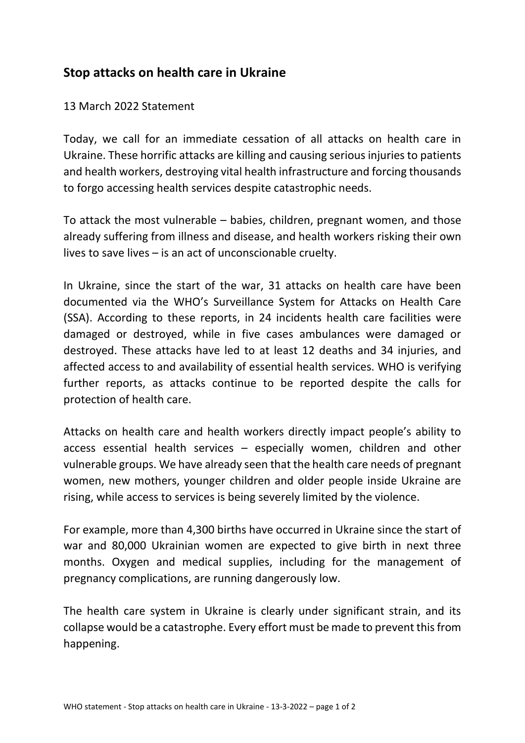## Stop attacks on health care in Ukraine

13 March 2022 Statement

Today, we call for an immediate cessation of all attacks on health care in Ukraine. These horrific attacks are killing and causing serious injuries to patients and health workers, destroying vital health infrastructure and forcing thousands to forgo accessing health services despite catastrophic needs.

To attack the most vulnerable – babies, children, pregnant women, and those already suffering from illness and disease, and health workers risking their own lives to save lives – is an act of unconscionable cruelty.

In Ukraine, since the start of the war, 31 attacks on health care have been documented via the WHO's Surveillance System for Attacks on Health Care (SSA). According to these reports, in 24 incidents health care facilities were damaged or destroyed, while in five cases ambulances were damaged or destroyed. These attacks have led to at least 12 deaths and 34 injuries, and affected access to and availability of essential health services. WHO is verifying further reports, as attacks continue to be reported despite the calls for protection of health care.

Attacks on health care and health workers directly impact people's ability to access essential health services – especially women, children and other vulnerable groups. We have already seen that the health care needs of pregnant women, new mothers, younger children and older people inside Ukraine are rising, while access to services is being severely limited by the violence.

For example, more than 4,300 births have occurred in Ukraine since the start of war and 80,000 Ukrainian women are expected to give birth in next three months. Oxygen and medical supplies, including for the management of pregnancy complications, are running dangerously low.

The health care system in Ukraine is clearly under significant strain, and its collapse would be a catastrophe. Every effort must be made to prevent this from happening.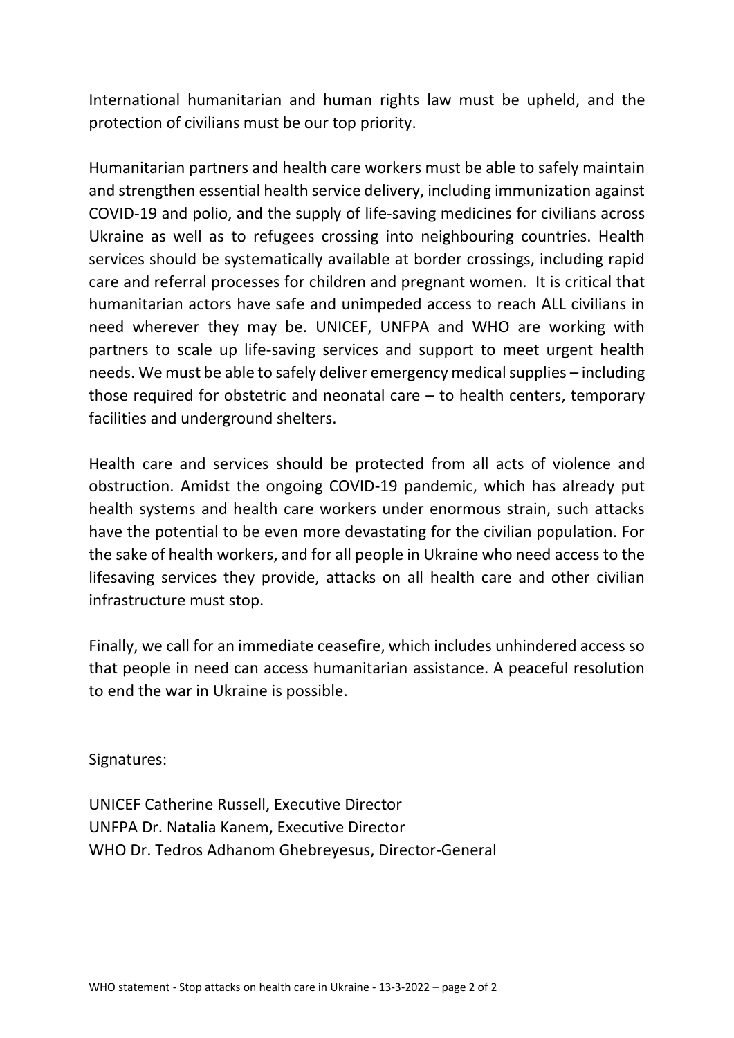International humanitarian and human rights law must be upheld, and the protection of civilians must be our top priority.

Humanitarian partners and health care workers must be able to safely maintain and strengthen essential health service delivery, including immunization against COVID-19 and polio, and the supply of life-saving medicines for civilians across Ukraine as well as to refugees crossing into neighbouring countries. Health services should be systematically available at border crossings, including rapid care and referral processes for children and pregnant women. It is critical that humanitarian actors have safe and unimpeded access to reach ALL civilians in need wherever they may be. UNICEF, UNFPA and WHO are working with partners to scale up life-saving services and support to meet urgent health needs. We must be able to safely deliver emergency medical supplies – including those required for obstetric and neonatal care – to health centers, temporary facilities and underground shelters.

Health care and services should be protected from all acts of violence and obstruction. Amidst the ongoing COVID-19 pandemic, which has already put health systems and health care workers under enormous strain, such attacks have the potential to be even more devastating for the civilian population. For the sake of health workers, and for all people in Ukraine who need access to the lifesaving services they provide, attacks on all health care and other civilian infrastructure must stop.

Finally, we call for an immediate ceasefire, which includes unhindered access so that people in need can access humanitarian assistance. A peaceful resolution to end the war in Ukraine is possible.

Signatures:

UNICEF Catherine Russell, Executive Director
UNFPA Dr. Natalia Kanem, Executive Director
WHO Dr. Tedros Adhanom Ghebreyesus, Director-General